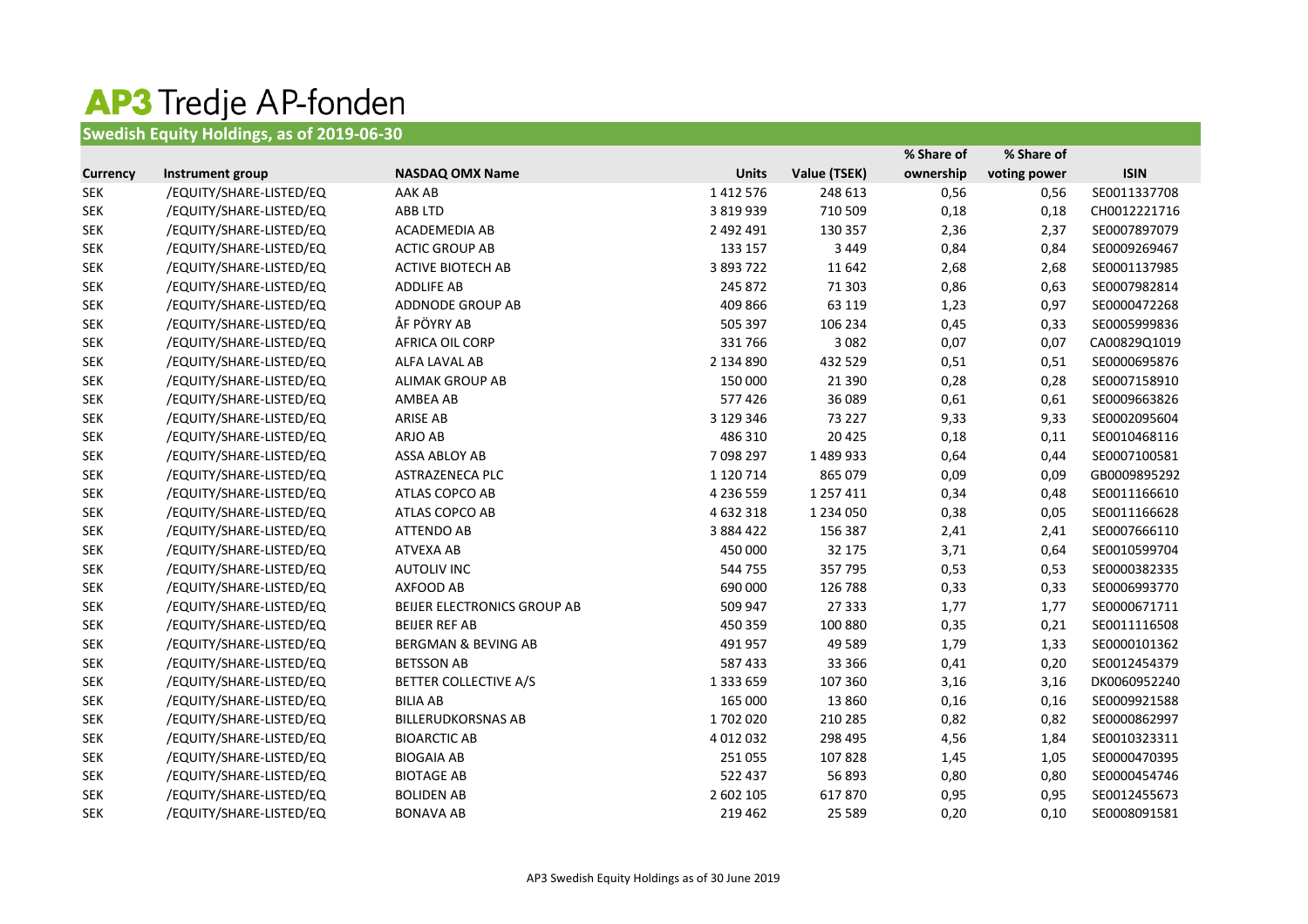# AP3 Tredje AP-fonden

## Swedish Equity Holdings, as of 2019-06-30

| Currency | Instrument group | NASDAQ OMX Name | Units | Value (TSEK) | % Share of ownership | % Share of voting power | ISIN |
|---|---|---|---|---|---|---|---|
| SEK | /EQUITY/SHARE-LISTED/EQ | AAK AB | 1 412 576 | 248 613 | 0,56 | 0,56 | SE0011337708 |
| SEK | /EQUITY/SHARE-LISTED/EQ | ABB LTD | 3 819 939 | 710 509 | 0,18 | 0,18 | CH0012221716 |
| SEK | /EQUITY/SHARE-LISTED/EQ | ACADEMEDIA AB | 2 492 491 | 130 357 | 2,36 | 2,37 | SE0007897079 |
| SEK | /EQUITY/SHARE-LISTED/EQ | ACTIC GROUP AB | 133 157 | 3 449 | 0,84 | 0,84 | SE0009269467 |
| SEK | /EQUITY/SHARE-LISTED/EQ | ACTIVE BIOTECH AB | 3 893 722 | 11 642 | 2,68 | 2,68 | SE0001137985 |
| SEK | /EQUITY/SHARE-LISTED/EQ | ADDLIFE AB | 245 872 | 71 303 | 0,86 | 0,63 | SE0007982814 |
| SEK | /EQUITY/SHARE-LISTED/EQ | ADDNODE GROUP AB | 409 866 | 63 119 | 1,23 | 0,97 | SE0000472268 |
| SEK | /EQUITY/SHARE-LISTED/EQ | ÅF PÖYRY AB | 505 397 | 106 234 | 0,45 | 0,33 | SE0005999836 |
| SEK | /EQUITY/SHARE-LISTED/EQ | AFRICA OIL CORP | 331 766 | 3 082 | 0,07 | 0,07 | CA00829Q1019 |
| SEK | /EQUITY/SHARE-LISTED/EQ | ALFA LAVAL AB | 2 134 890 | 432 529 | 0,51 | 0,51 | SE0000695876 |
| SEK | /EQUITY/SHARE-LISTED/EQ | ALIMAK GROUP AB | 150 000 | 21 390 | 0,28 | 0,28 | SE0007158910 |
| SEK | /EQUITY/SHARE-LISTED/EQ | AMBEA AB | 577 426 | 36 089 | 0,61 | 0,61 | SE0009663826 |
| SEK | /EQUITY/SHARE-LISTED/EQ | ARISE AB | 3 129 346 | 73 227 | 9,33 | 9,33 | SE0002095604 |
| SEK | /EQUITY/SHARE-LISTED/EQ | ARJO AB | 486 310 | 20 425 | 0,18 | 0,11 | SE0010468116 |
| SEK | /EQUITY/SHARE-LISTED/EQ | ASSA ABLOY AB | 7 098 297 | 1 489 933 | 0,64 | 0,44 | SE0007100581 |
| SEK | /EQUITY/SHARE-LISTED/EQ | ASTRAZENECA PLC | 1 120 714 | 865 079 | 0,09 | 0,09 | GB0009895292 |
| SEK | /EQUITY/SHARE-LISTED/EQ | ATLAS COPCO AB | 4 236 559 | 1 257 411 | 0,34 | 0,48 | SE0011166610 |
| SEK | /EQUITY/SHARE-LISTED/EQ | ATLAS COPCO AB | 4 632 318 | 1 234 050 | 0,38 | 0,05 | SE0011166628 |
| SEK | /EQUITY/SHARE-LISTED/EQ | ATTENDO AB | 3 884 422 | 156 387 | 2,41 | 2,41 | SE0007666110 |
| SEK | /EQUITY/SHARE-LISTED/EQ | ATVEXA AB | 450 000 | 32 175 | 3,71 | 0,64 | SE0010599704 |
| SEK | /EQUITY/SHARE-LISTED/EQ | AUTOLIV INC | 544 755 | 357 795 | 0,53 | 0,53 | SE0000382335 |
| SEK | /EQUITY/SHARE-LISTED/EQ | AXFOOD AB | 690 000 | 126 788 | 0,33 | 0,33 | SE0006993770 |
| SEK | /EQUITY/SHARE-LISTED/EQ | BEIJER ELECTRONICS GROUP AB | 509 947 | 27 333 | 1,77 | 1,77 | SE0000671711 |
| SEK | /EQUITY/SHARE-LISTED/EQ | BEIJER REF AB | 450 359 | 100 880 | 0,35 | 0,21 | SE0011116508 |
| SEK | /EQUITY/SHARE-LISTED/EQ | BERGMAN & BEVING AB | 491 957 | 49 589 | 1,79 | 1,33 | SE0000101362 |
| SEK | /EQUITY/SHARE-LISTED/EQ | BETSSON AB | 587 433 | 33 366 | 0,41 | 0,20 | SE0012454379 |
| SEK | /EQUITY/SHARE-LISTED/EQ | BETTER COLLECTIVE A/S | 1 333 659 | 107 360 | 3,16 | 3,16 | DK0060952240 |
| SEK | /EQUITY/SHARE-LISTED/EQ | BILIA AB | 165 000 | 13 860 | 0,16 | 0,16 | SE0009921588 |
| SEK | /EQUITY/SHARE-LISTED/EQ | BILLERUDKORSNAS AB | 1 702 020 | 210 285 | 0,82 | 0,82 | SE0000862997 |
| SEK | /EQUITY/SHARE-LISTED/EQ | BIOARCTIC AB | 4 012 032 | 298 495 | 4,56 | 1,84 | SE0010323311 |
| SEK | /EQUITY/SHARE-LISTED/EQ | BIOGAIA AB | 251 055 | 107 828 | 1,45 | 1,05 | SE0000470395 |
| SEK | /EQUITY/SHARE-LISTED/EQ | BIOTAGE AB | 522 437 | 56 893 | 0,80 | 0,80 | SE0000454746 |
| SEK | /EQUITY/SHARE-LISTED/EQ | BOLIDEN AB | 2 602 105 | 617 870 | 0,95 | 0,95 | SE0012455673 |
| SEK | /EQUITY/SHARE-LISTED/EQ | BONAVA AB | 219 462 | 25 589 | 0,20 | 0,10 | SE0008091581 |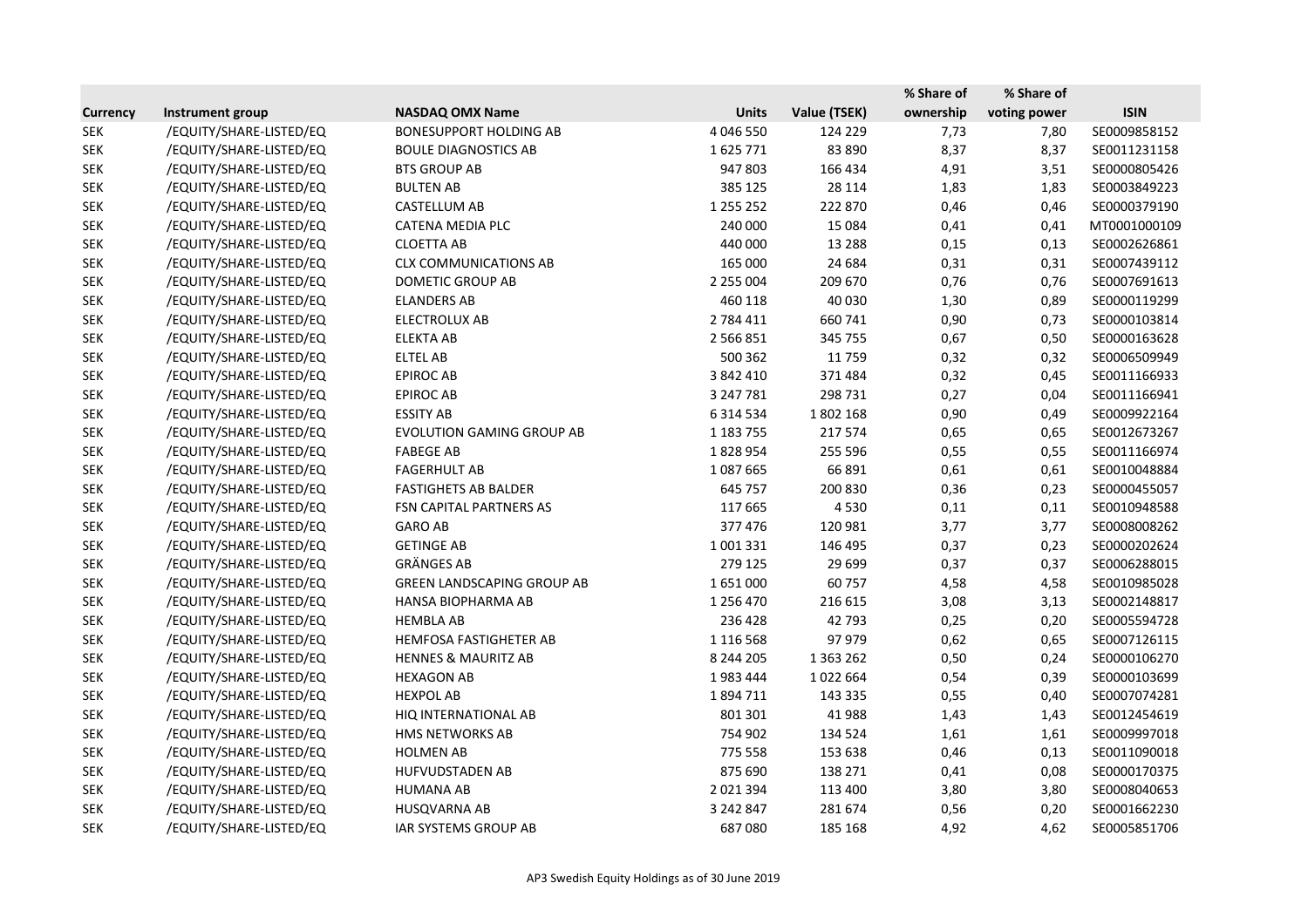| Currency | Instrument group | NASDAQ OMX Name | Units | Value (TSEK) | % Share of ownership | % Share of voting power | ISIN |
|---|---|---|---|---|---|---|---|
| SEK | /EQUITY/SHARE-LISTED/EQ | BONESUPPORT HOLDING AB | 4 046 550 | 124 229 | 7,73 | 7,80 | SE0009858152 |
| SEK | /EQUITY/SHARE-LISTED/EQ | BOULE DIAGNOSTICS AB | 1 625 771 | 83 890 | 8,37 | 8,37 | SE0011231158 |
| SEK | /EQUITY/SHARE-LISTED/EQ | BTS GROUP AB | 947 803 | 166 434 | 4,91 | 3,51 | SE0000805426 |
| SEK | /EQUITY/SHARE-LISTED/EQ | BULTEN AB | 385 125 | 28 114 | 1,83 | 1,83 | SE0003849223 |
| SEK | /EQUITY/SHARE-LISTED/EQ | CASTELLUM AB | 1 255 252 | 222 870 | 0,46 | 0,46 | SE0000379190 |
| SEK | /EQUITY/SHARE-LISTED/EQ | CATENA MEDIA PLC | 240 000 | 15 084 | 0,41 | 0,41 | MT0001000109 |
| SEK | /EQUITY/SHARE-LISTED/EQ | CLOETTA AB | 440 000 | 13 288 | 0,15 | 0,13 | SE0002626861 |
| SEK | /EQUITY/SHARE-LISTED/EQ | CLX COMMUNICATIONS AB | 165 000 | 24 684 | 0,31 | 0,31 | SE0007439112 |
| SEK | /EQUITY/SHARE-LISTED/EQ | DOMETIC GROUP AB | 2 255 004 | 209 670 | 0,76 | 0,76 | SE0007691613 |
| SEK | /EQUITY/SHARE-LISTED/EQ | ELANDERS AB | 460 118 | 40 030 | 1,30 | 0,89 | SE0000119299 |
| SEK | /EQUITY/SHARE-LISTED/EQ | ELECTROLUX AB | 2 784 411 | 660 741 | 0,90 | 0,73 | SE0000103814 |
| SEK | /EQUITY/SHARE-LISTED/EQ | ELEKTA AB | 2 566 851 | 345 755 | 0,67 | 0,50 | SE0000163628 |
| SEK | /EQUITY/SHARE-LISTED/EQ | ELTEL AB | 500 362 | 11 759 | 0,32 | 0,32 | SE0006509949 |
| SEK | /EQUITY/SHARE-LISTED/EQ | EPIROC AB | 3 842 410 | 371 484 | 0,32 | 0,45 | SE0011166933 |
| SEK | /EQUITY/SHARE-LISTED/EQ | EPIROC AB | 3 247 781 | 298 731 | 0,27 | 0,04 | SE0011166941 |
| SEK | /EQUITY/SHARE-LISTED/EQ | ESSITY AB | 6 314 534 | 1 802 168 | 0,90 | 0,49 | SE0009922164 |
| SEK | /EQUITY/SHARE-LISTED/EQ | EVOLUTION GAMING GROUP AB | 1 183 755 | 217 574 | 0,65 | 0,65 | SE0012673267 |
| SEK | /EQUITY/SHARE-LISTED/EQ | FABEGE AB | 1 828 954 | 255 596 | 0,55 | 0,55 | SE0011166974 |
| SEK | /EQUITY/SHARE-LISTED/EQ | FAGERHULT AB | 1 087 665 | 66 891 | 0,61 | 0,61 | SE0010048884 |
| SEK | /EQUITY/SHARE-LISTED/EQ | FASTIGHETS AB BALDER | 645 757 | 200 830 | 0,36 | 0,23 | SE0000455057 |
| SEK | /EQUITY/SHARE-LISTED/EQ | FSN CAPITAL PARTNERS AS | 117 665 | 4 530 | 0,11 | 0,11 | SE0010948588 |
| SEK | /EQUITY/SHARE-LISTED/EQ | GARO AB | 377 476 | 120 981 | 3,77 | 3,77 | SE0008008262 |
| SEK | /EQUITY/SHARE-LISTED/EQ | GETINGE AB | 1 001 331 | 146 495 | 0,37 | 0,23 | SE0000202624 |
| SEK | /EQUITY/SHARE-LISTED/EQ | GRÄNGES AB | 279 125 | 29 699 | 0,37 | 0,37 | SE0006288015 |
| SEK | /EQUITY/SHARE-LISTED/EQ | GREEN LANDSCAPING GROUP AB | 1 651 000 | 60 757 | 4,58 | 4,58 | SE0010985028 |
| SEK | /EQUITY/SHARE-LISTED/EQ | HANSA BIOPHARMA AB | 1 256 470 | 216 615 | 3,08 | 3,13 | SE0002148817 |
| SEK | /EQUITY/SHARE-LISTED/EQ | HEMBLA AB | 236 428 | 42 793 | 0,25 | 0,20 | SE0005594728 |
| SEK | /EQUITY/SHARE-LISTED/EQ | HEMFOSA FASTIGHETER AB | 1 116 568 | 97 979 | 0,62 | 0,65 | SE0007126115 |
| SEK | /EQUITY/SHARE-LISTED/EQ | HENNES & MAURITZ AB | 8 244 205 | 1 363 262 | 0,50 | 0,24 | SE0000106270 |
| SEK | /EQUITY/SHARE-LISTED/EQ | HEXAGON AB | 1 983 444 | 1 022 664 | 0,54 | 0,39 | SE0000103699 |
| SEK | /EQUITY/SHARE-LISTED/EQ | HEXPOL AB | 1 894 711 | 143 335 | 0,55 | 0,40 | SE0007074281 |
| SEK | /EQUITY/SHARE-LISTED/EQ | HIQ INTERNATIONAL AB | 801 301 | 41 988 | 1,43 | 1,43 | SE0012454619 |
| SEK | /EQUITY/SHARE-LISTED/EQ | HMS NETWORKS AB | 754 902 | 134 524 | 1,61 | 1,61 | SE0009997018 |
| SEK | /EQUITY/SHARE-LISTED/EQ | HOLMEN AB | 775 558 | 153 638 | 0,46 | 0,13 | SE0011090018 |
| SEK | /EQUITY/SHARE-LISTED/EQ | HUFVUDSTADEN AB | 875 690 | 138 271 | 0,41 | 0,08 | SE0000170375 |
| SEK | /EQUITY/SHARE-LISTED/EQ | HUMANA AB | 2 021 394 | 113 400 | 3,80 | 3,80 | SE0008040653 |
| SEK | /EQUITY/SHARE-LISTED/EQ | HUSQVARNA AB | 3 242 847 | 281 674 | 0,56 | 0,20 | SE0001662230 |
| SEK | /EQUITY/SHARE-LISTED/EQ | IAR SYSTEMS GROUP AB | 687 080 | 185 168 | 4,92 | 4,62 | SE0005851706 |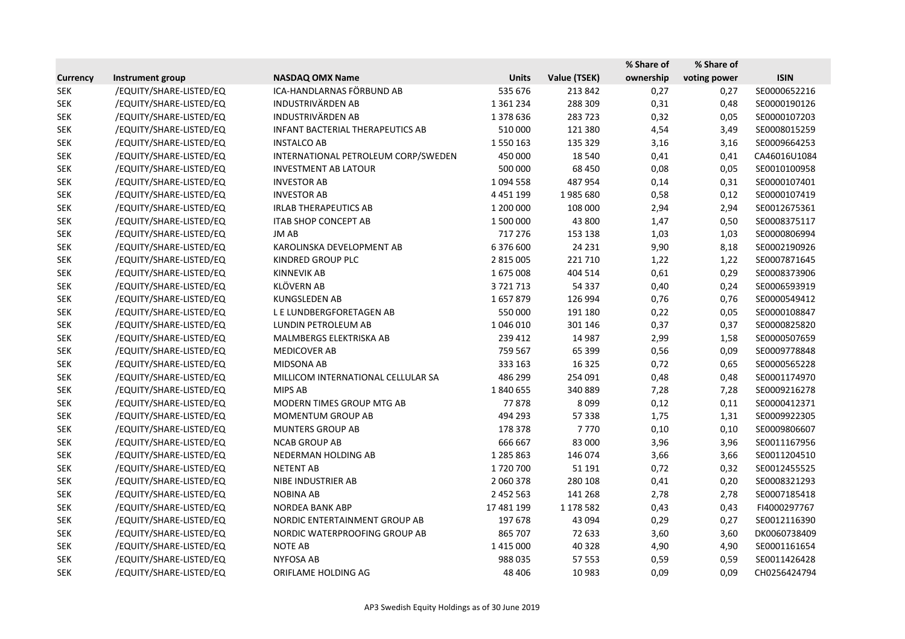| Currency | Instrument group | NASDAQ OMX Name | Units | Value (TSEK) | % Share of ownership | % Share of voting power | ISIN |
|---|---|---|---|---|---|---|---|
| SEK | /EQUITY/SHARE-LISTED/EQ | ICA-HANDLARNAS FÖRBUND AB | 535 676 | 213 842 | 0,27 | 0,27 | SE0000652216 |
| SEK | /EQUITY/SHARE-LISTED/EQ | INDUSTRIVÄRDEN AB | 1 361 234 | 288 309 | 0,31 | 0,48 | SE0000190126 |
| SEK | /EQUITY/SHARE-LISTED/EQ | INDUSTRIVÄRDEN AB | 1 378 636 | 283 723 | 0,32 | 0,05 | SE0000107203 |
| SEK | /EQUITY/SHARE-LISTED/EQ | INFANT BACTERIAL THERAPEUTICS AB | 510 000 | 121 380 | 4,54 | 3,49 | SE0008015259 |
| SEK | /EQUITY/SHARE-LISTED/EQ | INSTALCO AB | 1 550 163 | 135 329 | 3,16 | 3,16 | SE0009664253 |
| SEK | /EQUITY/SHARE-LISTED/EQ | INTERNATIONAL PETROLEUM CORP/SWEDEN | 450 000 | 18 540 | 0,41 | 0,41 | CA46016U1084 |
| SEK | /EQUITY/SHARE-LISTED/EQ | INVESTMENT AB LATOUR | 500 000 | 68 450 | 0,08 | 0,05 | SE0010100958 |
| SEK | /EQUITY/SHARE-LISTED/EQ | INVESTOR AB | 1 094 558 | 487 954 | 0,14 | 0,31 | SE0000107401 |
| SEK | /EQUITY/SHARE-LISTED/EQ | INVESTOR AB | 4 451 199 | 1 985 680 | 0,58 | 0,12 | SE0000107419 |
| SEK | /EQUITY/SHARE-LISTED/EQ | IRLAB THERAPEUTICS AB | 1 200 000 | 108 000 | 2,94 | 2,94 | SE0012675361 |
| SEK | /EQUITY/SHARE-LISTED/EQ | ITAB SHOP CONCEPT AB | 1 500 000 | 43 800 | 1,47 | 0,50 | SE0008375117 |
| SEK | /EQUITY/SHARE-LISTED/EQ | JM AB | 717 276 | 153 138 | 1,03 | 1,03 | SE0000806994 |
| SEK | /EQUITY/SHARE-LISTED/EQ | KAROLINSKA DEVELOPMENT AB | 6 376 600 | 24 231 | 9,90 | 8,18 | SE0002190926 |
| SEK | /EQUITY/SHARE-LISTED/EQ | KINDRED GROUP PLC | 2 815 005 | 221 710 | 1,22 | 1,22 | SE0007871645 |
| SEK | /EQUITY/SHARE-LISTED/EQ | KINNEVIK AB | 1 675 008 | 404 514 | 0,61 | 0,29 | SE0008373906 |
| SEK | /EQUITY/SHARE-LISTED/EQ | KLÖVERN AB | 3 721 713 | 54 337 | 0,40 | 0,24 | SE0006593919 |
| SEK | /EQUITY/SHARE-LISTED/EQ | KUNGSLEDEN AB | 1 657 879 | 126 994 | 0,76 | 0,76 | SE0000549412 |
| SEK | /EQUITY/SHARE-LISTED/EQ | L E LUNDBERGFORETAGEN AB | 550 000 | 191 180 | 0,22 | 0,05 | SE0000108847 |
| SEK | /EQUITY/SHARE-LISTED/EQ | LUNDIN PETROLEUM AB | 1 046 010 | 301 146 | 0,37 | 0,37 | SE0000825820 |
| SEK | /EQUITY/SHARE-LISTED/EQ | MALMBERGS ELEKTRISKA AB | 239 412 | 14 987 | 2,99 | 1,58 | SE0000507659 |
| SEK | /EQUITY/SHARE-LISTED/EQ | MEDICOVER AB | 759 567 | 65 399 | 0,56 | 0,09 | SE0009778848 |
| SEK | /EQUITY/SHARE-LISTED/EQ | MIDSONA AB | 333 163 | 16 325 | 0,72 | 0,65 | SE0000565228 |
| SEK | /EQUITY/SHARE-LISTED/EQ | MILLICOM INTERNATIONAL CELLULAR SA | 486 299 | 254 091 | 0,48 | 0,48 | SE0001174970 |
| SEK | /EQUITY/SHARE-LISTED/EQ | MIPS AB | 1 840 655 | 340 889 | 7,28 | 7,28 | SE0009216278 |
| SEK | /EQUITY/SHARE-LISTED/EQ | MODERN TIMES GROUP MTG AB | 77 878 | 8 099 | 0,12 | 0,11 | SE0000412371 |
| SEK | /EQUITY/SHARE-LISTED/EQ | MOMENTUM GROUP AB | 494 293 | 57 338 | 1,75 | 1,31 | SE0009922305 |
| SEK | /EQUITY/SHARE-LISTED/EQ | MUNTERS GROUP AB | 178 378 | 7 770 | 0,10 | 0,10 | SE0009806607 |
| SEK | /EQUITY/SHARE-LISTED/EQ | NCAB GROUP AB | 666 667 | 83 000 | 3,96 | 3,96 | SE0011167956 |
| SEK | /EQUITY/SHARE-LISTED/EQ | NEDERMAN HOLDING AB | 1 285 863 | 146 074 | 3,66 | 3,66 | SE0011204510 |
| SEK | /EQUITY/SHARE-LISTED/EQ | NETENT AB | 1 720 700 | 51 191 | 0,72 | 0,32 | SE0012455525 |
| SEK | /EQUITY/SHARE-LISTED/EQ | NIBE INDUSTRIER AB | 2 060 378 | 280 108 | 0,41 | 0,20 | SE0008321293 |
| SEK | /EQUITY/SHARE-LISTED/EQ | NOBINA AB | 2 452 563 | 141 268 | 2,78 | 2,78 | SE0007185418 |
| SEK | /EQUITY/SHARE-LISTED/EQ | NORDEA BANK ABP | 17 481 199 | 1 178 582 | 0,43 | 0,43 | FI4000297767 |
| SEK | /EQUITY/SHARE-LISTED/EQ | NORDIC ENTERTAINMENT GROUP AB | 197 678 | 43 094 | 0,29 | 0,27 | SE0012116390 |
| SEK | /EQUITY/SHARE-LISTED/EQ | NORDIC WATERPROOFING GROUP AB | 865 707 | 72 633 | 3,60 | 3,60 | DK0060738409 |
| SEK | /EQUITY/SHARE-LISTED/EQ | NOTE AB | 1 415 000 | 40 328 | 4,90 | 4,90 | SE0001161654 |
| SEK | /EQUITY/SHARE-LISTED/EQ | NYFOSA AB | 988 035 | 57 553 | 0,59 | 0,59 | SE0011426428 |
| SEK | /EQUITY/SHARE-LISTED/EQ | ORIFLAME HOLDING AG | 48 406 | 10 983 | 0,09 | 0,09 | CH0256424794 |

AP3 Swedish Equity Holdings as of 30 June 2019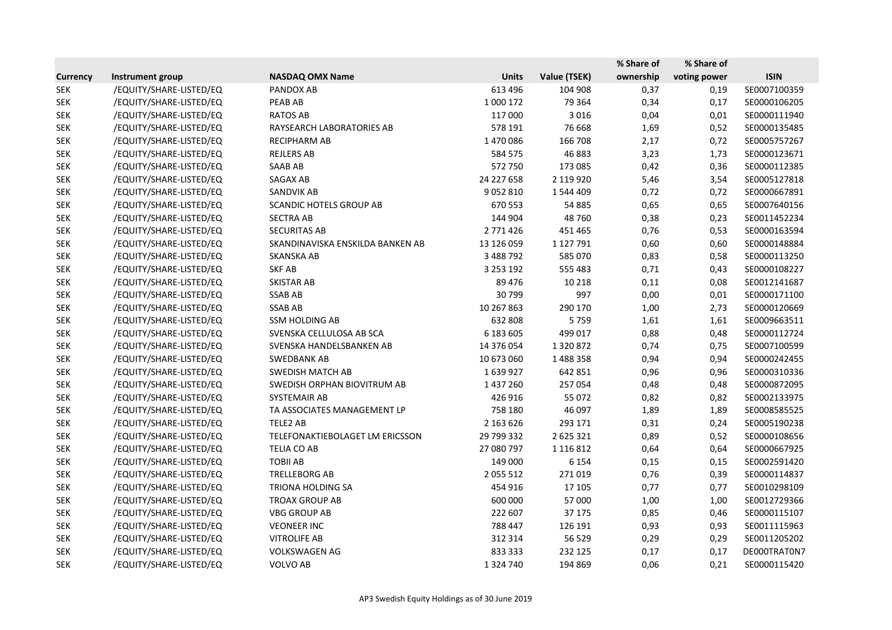| Currency | Instrument group | NASDAQ OMX Name | Units | Value (TSEK) | % Share of ownership | % Share of voting power | ISIN |
|---|---|---|---|---|---|---|---|
| SEK | /EQUITY/SHARE-LISTED/EQ | PANDOX AB | 613 496 | 104 908 | 0,37 | 0,19 | SE0007100359 |
| SEK | /EQUITY/SHARE-LISTED/EQ | PEAB AB | 1 000 172 | 79 364 | 0,34 | 0,17 | SE0000106205 |
| SEK | /EQUITY/SHARE-LISTED/EQ | RATOS AB | 117 000 | 3 016 | 0,04 | 0,01 | SE0000111940 |
| SEK | /EQUITY/SHARE-LISTED/EQ | RAYSEARCH LABORATORIES AB | 578 191 | 76 668 | 1,69 | 0,52 | SE0000135485 |
| SEK | /EQUITY/SHARE-LISTED/EQ | RECIPHARM AB | 1 470 086 | 166 708 | 2,17 | 0,72 | SE0005757267 |
| SEK | /EQUITY/SHARE-LISTED/EQ | REJLERS AB | 584 575 | 46 883 | 3,23 | 1,73 | SE0000123671 |
| SEK | /EQUITY/SHARE-LISTED/EQ | SAAB AB | 572 750 | 173 085 | 0,42 | 0,36 | SE0000112385 |
| SEK | /EQUITY/SHARE-LISTED/EQ | SAGAX AB | 24 227 658 | 2 119 920 | 5,46 | 3,54 | SE0005127818 |
| SEK | /EQUITY/SHARE-LISTED/EQ | SANDVIK AB | 9 052 810 | 1 544 409 | 0,72 | 0,72 | SE0000667891 |
| SEK | /EQUITY/SHARE-LISTED/EQ | SCANDIC HOTELS GROUP AB | 670 553 | 54 885 | 0,65 | 0,65 | SE0007640156 |
| SEK | /EQUITY/SHARE-LISTED/EQ | SECTRA AB | 144 904 | 48 760 | 0,38 | 0,23 | SE0011452234 |
| SEK | /EQUITY/SHARE-LISTED/EQ | SECURITAS AB | 2 771 426 | 451 465 | 0,76 | 0,53 | SE0000163594 |
| SEK | /EQUITY/SHARE-LISTED/EQ | SKANDINAVISKA ENSKILDA BANKEN AB | 13 126 059 | 1 127 791 | 0,60 | 0,60 | SE0000148884 |
| SEK | /EQUITY/SHARE-LISTED/EQ | SKANSKA AB | 3 488 792 | 585 070 | 0,83 | 0,58 | SE0000113250 |
| SEK | /EQUITY/SHARE-LISTED/EQ | SKF AB | 3 253 192 | 555 483 | 0,71 | 0,43 | SE0000108227 |
| SEK | /EQUITY/SHARE-LISTED/EQ | SKISTAR AB | 89 476 | 10 218 | 0,11 | 0,08 | SE0012141687 |
| SEK | /EQUITY/SHARE-LISTED/EQ | SSAB AB | 30 799 | 997 | 0,00 | 0,01 | SE0000171100 |
| SEK | /EQUITY/SHARE-LISTED/EQ | SSAB AB | 10 267 863 | 290 170 | 1,00 | 2,73 | SE0000120669 |
| SEK | /EQUITY/SHARE-LISTED/EQ | SSM HOLDING AB | 632 808 | 5 759 | 1,61 | 1,61 | SE0009663511 |
| SEK | /EQUITY/SHARE-LISTED/EQ | SVENSKA CELLULOSA AB SCA | 6 183 605 | 499 017 | 0,88 | 0,48 | SE0000112724 |
| SEK | /EQUITY/SHARE-LISTED/EQ | SVENSKA HANDELSBANKEN AB | 14 376 054 | 1 320 872 | 0,74 | 0,75 | SE0007100599 |
| SEK | /EQUITY/SHARE-LISTED/EQ | SWEDBANK AB | 10 673 060 | 1 488 358 | 0,94 | 0,94 | SE0000242455 |
| SEK | /EQUITY/SHARE-LISTED/EQ | SWEDISH MATCH AB | 1 639 927 | 642 851 | 0,96 | 0,96 | SE0000310336 |
| SEK | /EQUITY/SHARE-LISTED/EQ | SWEDISH ORPHAN BIOVITRUM AB | 1 437 260 | 257 054 | 0,48 | 0,48 | SE0000872095 |
| SEK | /EQUITY/SHARE-LISTED/EQ | SYSTEMAIR AB | 426 916 | 55 072 | 0,82 | 0,82 | SE0002133975 |
| SEK | /EQUITY/SHARE-LISTED/EQ | TA ASSOCIATES MANAGEMENT LP | 758 180 | 46 097 | 1,89 | 1,89 | SE0008585525 |
| SEK | /EQUITY/SHARE-LISTED/EQ | TELE2 AB | 2 163 626 | 293 171 | 0,31 | 0,24 | SE0005190238 |
| SEK | /EQUITY/SHARE-LISTED/EQ | TELEFONAKTIEBOLAGET LM ERICSSON | 29 799 332 | 2 625 321 | 0,89 | 0,52 | SE0000108656 |
| SEK | /EQUITY/SHARE-LISTED/EQ | TELIA CO AB | 27 080 797 | 1 116 812 | 0,64 | 0,64 | SE0000667925 |
| SEK | /EQUITY/SHARE-LISTED/EQ | TOBII AB | 149 000 | 6 154 | 0,15 | 0,15 | SE0002591420 |
| SEK | /EQUITY/SHARE-LISTED/EQ | TRELLEBORG AB | 2 055 512 | 271 019 | 0,76 | 0,39 | SE0000114837 |
| SEK | /EQUITY/SHARE-LISTED/EQ | TRIONA HOLDING SA | 454 916 | 17 105 | 0,77 | 0,77 | SE0010298109 |
| SEK | /EQUITY/SHARE-LISTED/EQ | TROAX GROUP AB | 600 000 | 57 000 | 1,00 | 1,00 | SE0012729366 |
| SEK | /EQUITY/SHARE-LISTED/EQ | VBG GROUP AB | 222 607 | 37 175 | 0,85 | 0,46 | SE0000115107 |
| SEK | /EQUITY/SHARE-LISTED/EQ | VEONEER INC | 788 447 | 126 191 | 0,93 | 0,93 | SE0011115963 |
| SEK | /EQUITY/SHARE-LISTED/EQ | VITROLIFE AB | 312 314 | 56 529 | 0,29 | 0,29 | SE0011205202 |
| SEK | /EQUITY/SHARE-LISTED/EQ | VOLKSWAGEN AG | 833 333 | 232 125 | 0,17 | 0,17 | DE000TRAT0N7 |
| SEK | /EQUITY/SHARE-LISTED/EQ | VOLVO AB | 1 324 740 | 194 869 | 0,06 | 0,21 | SE0000115420 |

AP3 Swedish Equity Holdings as of 30 June 2019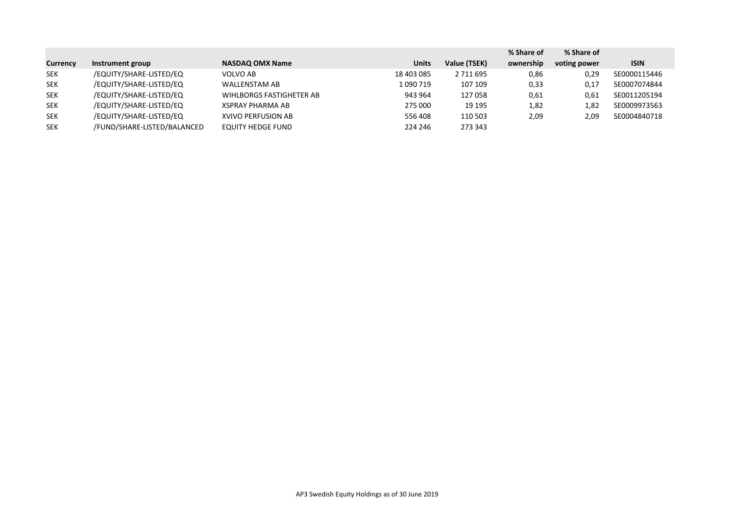| Currency | Instrument group | NASDAQ OMX Name | Units | Value (TSEK) | % Share of ownership | % Share of voting power | ISIN |
|---|---|---|---|---|---|---|---|
| SEK | /EQUITY/SHARE-LISTED/EQ | VOLVO AB | 18 403 085 | 2 711 695 | 0,86 | 0,29 | SE0000115446 |
| SEK | /EQUITY/SHARE-LISTED/EQ | WALLENSTAM AB | 1 090 719 | 107 109 | 0,33 | 0,17 | SE0007074844 |
| SEK | /EQUITY/SHARE-LISTED/EQ | WIHLBORGS FASTIGHETER AB | 943 964 | 127 058 | 0,61 | 0,61 | SE0011205194 |
| SEK | /EQUITY/SHARE-LISTED/EQ | XSPRAY PHARMA AB | 275 000 | 19 195 | 1,82 | 1,82 | SE0009973563 |
| SEK | /EQUITY/SHARE-LISTED/EQ | XVIVO PERFUSION AB | 556 408 | 110 503 | 2,09 | 2,09 | SE0004840718 |
| SEK | /FUND/SHARE-LISTED/BALANCED | EQUITY HEDGE FUND | 224 246 | 273 343 | | | |

AP3 Swedish Equity Holdings as of 30 June 2019